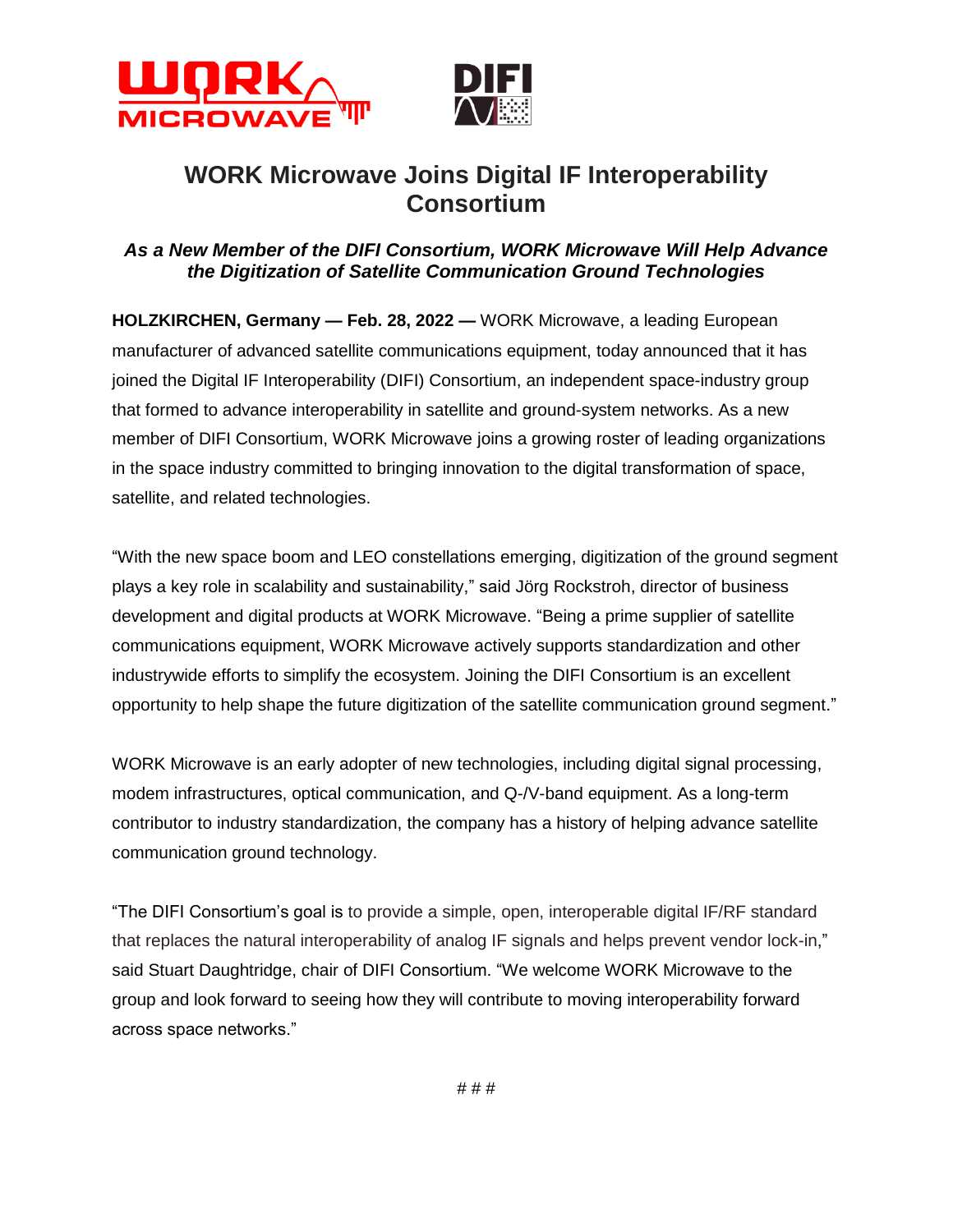# WORK Microwave Joins Digital IF Interoperability Consortium

### *As a New Member of the DIFI Consortium, WORK Microwave Will Help Advance the Digitization of Satellite Communication Ground Technologies*

**HOLZKIRCHEN, Germany — Feb. 28, 2022 —** WORK Microwave, a leading European manufacturer of advanced satellite communications equipment, today announced that it has joined the Digital IF Interoperability (DIFI) Consortium, an independent space-industry group that formed to advance interoperability in satellite and ground-system networks. As a new member of DIFI Consortium, WORK Microwave joins a growing roster of leading organizations in the space industry committed to bringing innovation to the digital transformation of space, satellite, and related technologies.

"With the new space boom and LEO constellations emerging, digitization of the ground segment plays a key role in scalability and sustainability," said Jörg Rockstroh, director of business development and digital products at WORK Microwave. "Being a prime supplier of satellite communications equipment, WORK Microwave actively supports standardization and other industrywide efforts to simplify the ecosystem. Joining the DIFI Consortium is an excellent opportunity to help shape the future digitization of the satellite communication ground segment."

WORK Microwave is an early adopter of new technologies, including digital signal processing, modem infrastructures, optical communication, and Q-/V-band equipment. As a long-term contributor to industry standardization, the company has a history of helping advance satellite communication ground technology.

"The DIFI Consortium's goal is to provide a simple, open, interoperable digital IF/RF standard that replaces the natural interoperability of analog IF signals and helps prevent vendor lock-in," said Stuart Daughtridge, chair of DIFI Consortium. "We welcome WORK Microwave to the group and look forward to seeing how they will contribute to moving interoperability forward across space networks."

# # #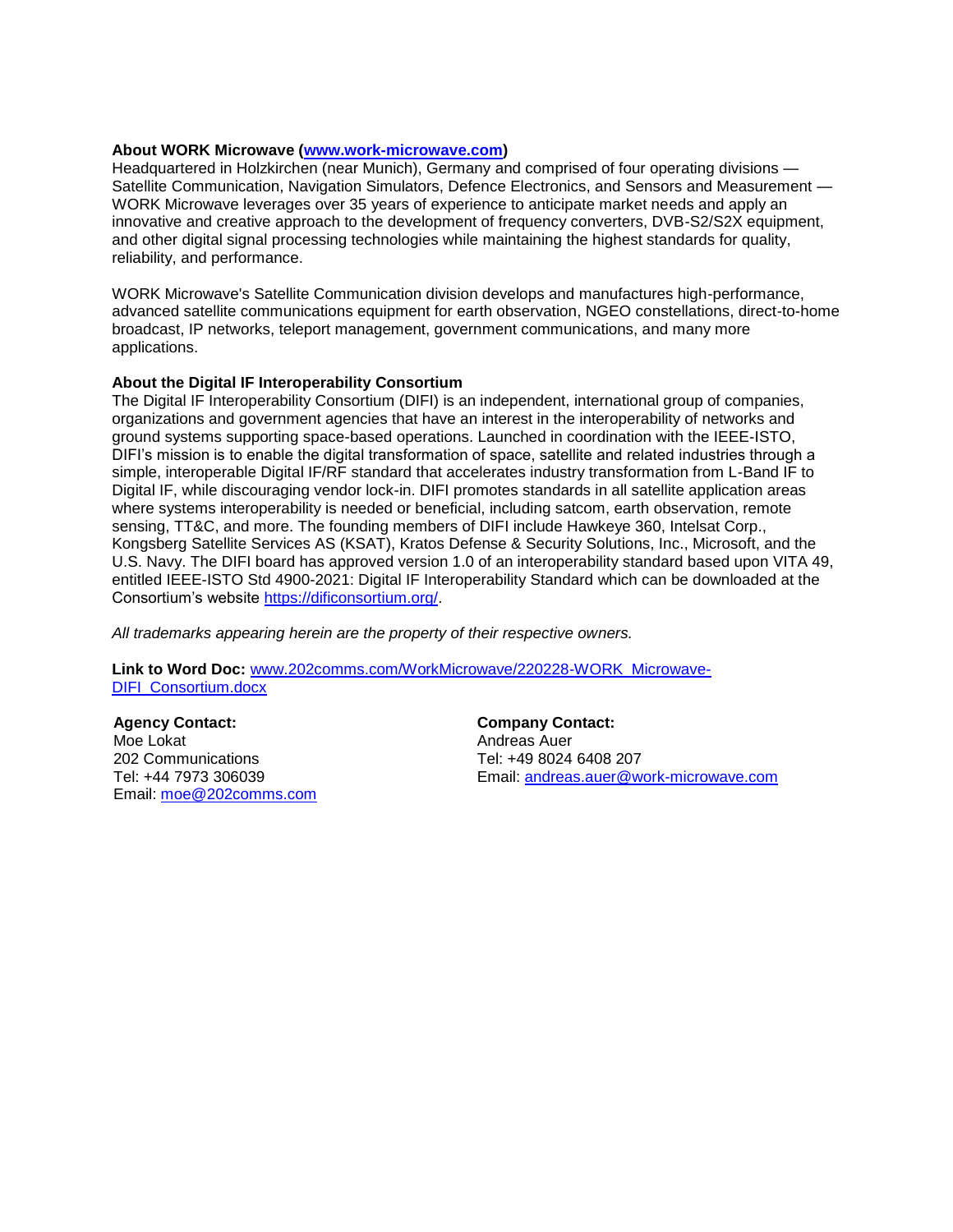**About WORK Microwave (www.work-microwave.com)**

Headquartered in Holzkirchen (near Munich), Germany and comprised of four operating divisions — Satellite Communication, Navigation Simulators, Defence Electronics, and Sensors and Measurement — WORK Microwave leverages over 35 years of experience to anticipate market needs and apply an innovative and creative approach to the development of frequency converters, DVB-S2/S2X equipment, and other digital signal processing technologies while maintaining the highest standards for quality, reliability, and performance.

WORK Microwave's Satellite Communication division develops and manufactures high-performance, advanced satellite communications equipment for earth observation, NGEO constellations, direct-to-home broadcast, IP networks, teleport management, government communications, and many more applications.

**About the Digital IF Interoperability Consortium**

The Digital IF Interoperability Consortium (DIFI) is an independent, international group of companies, organizations and government agencies that have an interest in the interoperability of networks and ground systems supporting space-based operations. Launched in coordination with the IEEE-ISTO, DIFI's mission is to enable the digital transformation of space, satellite and related industries through a simple, interoperable Digital IF/RF standard that accelerates industry transformation from L-Band IF to Digital IF, while discouraging vendor lock-in. DIFI promotes standards in all satellite application areas where systems interoperability is needed or beneficial, including satcom, earth observation, remote sensing, TT&C, and more. The founding members of DIFI include Hawkeye 360, Intelsat Corp., Kongsberg Satellite Services AS (KSAT), Kratos Defense & Security Solutions, Inc., Microsoft, and the U.S. Navy. The DIFI board has approved version 1.0 of an interoperability standard based upon VITA 49, entitled IEEE-ISTO Std 4900-2021: Digital IF Interoperability Standard which can be downloaded at the Consortium's website https://dificonsortium.org/.

*All trademarks appearing herein are the property of their respective owners.*

**Link to Word Doc:** www.202comms.com/WorkMicrowave/220228-WORK_Microwave-DIFI_Consortium.docx

**Agency Contact:**
Moe Lokat
202 Communications
Tel: +44 7973 306039
Email: moe@202comms.com

**Company Contact:**
Andreas Auer
Tel: +49 8024 6408 207
Email: andreas.auer@work-microwave.com